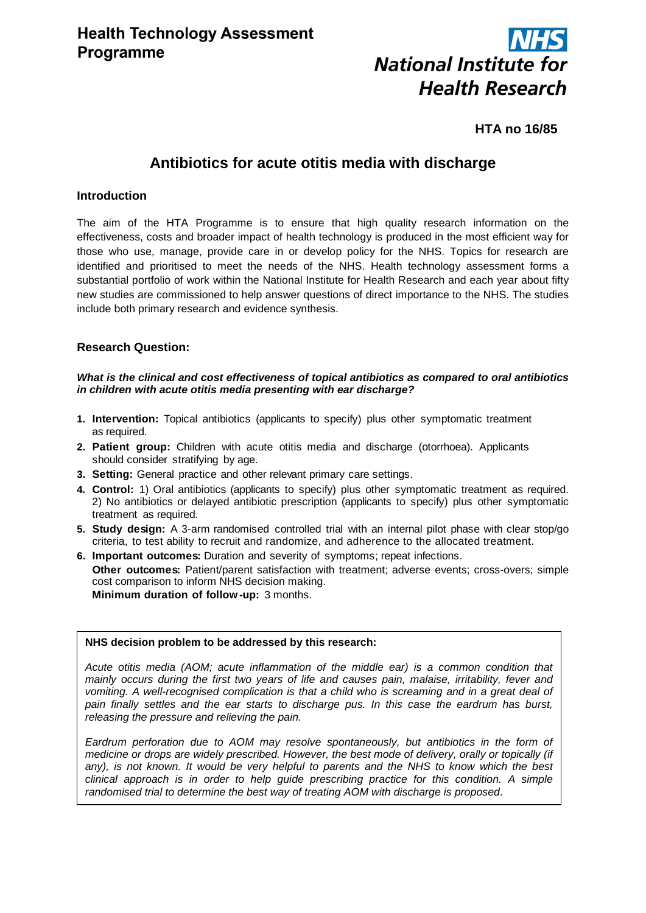**Health Technology Assessment Programme**

**National Institute for Health Research**

**HTA no 16/85**

# Antibiotics for acute otitis media with discharge

## Introduction

The aim of the HTA Programme is to ensure that high quality research information on the effectiveness, costs and broader impact of health technology is produced in the most efficient way for those who use, manage, provide care in or develop policy for the NHS. Topics for research are identified and prioritised to meet the needs of the NHS. Health technology assessment forms a substantial portfolio of work within the National Institute for Health Research and each year about fifty new studies are commissioned to help answer questions of direct importance to the NHS. The studies include both primary research and evidence synthesis.

## Research Question:

***What is the clinical and cost effectiveness of topical antibiotics as compared to oral antibiotics in children with acute otitis media presenting with ear discharge?***

1. **Intervention:** Topical antibiotics (applicants to specify) plus other symptomatic treatment as required.
2. **Patient group:** Children with acute otitis media and discharge (otorrhoea). Applicants should consider stratifying by age.
3. **Setting:** General practice and other relevant primary care settings.
4. **Control:** 1) Oral antibiotics (applicants to specify) plus other symptomatic treatment as required. 2) No antibiotics or delayed antibiotic prescription (applicants to specify) plus other symptomatic treatment as required.
5. **Study design:** A 3-arm randomised controlled trial with an internal pilot phase with clear stop/go criteria, to test ability to recruit and randomize, and adherence to the allocated treatment.
6. **Important outcomes:** Duration and severity of symptoms; repeat infections.
   **Other outcomes:** Patient/parent satisfaction with treatment; adverse events; cross-overs; simple cost comparison to inform NHS decision making.
   **Minimum duration of follow-up:** 3 months.

**NHS decision problem to be addressed by this research:**

*Acute otitis media (AOM; acute inflammation of the middle ear) is a common condition that mainly occurs during the first two years of life and causes pain, malaise, irritability, fever and vomiting. A well-recognised complication is that a child who is screaming and in a great deal of pain finally settles and the ear starts to discharge pus. In this case the eardrum has burst, releasing the pressure and relieving the pain.*

*Eardrum perforation due to AOM may resolve spontaneously, but antibiotics in the form of medicine or drops are widely prescribed. However, the best mode of delivery, orally or topically (if any), is not known. It would be very helpful to parents and the NHS to know which the best clinical approach is in order to help guide prescribing practice for this condition. A simple randomised trial to determine the best way of treating AOM with discharge is proposed.*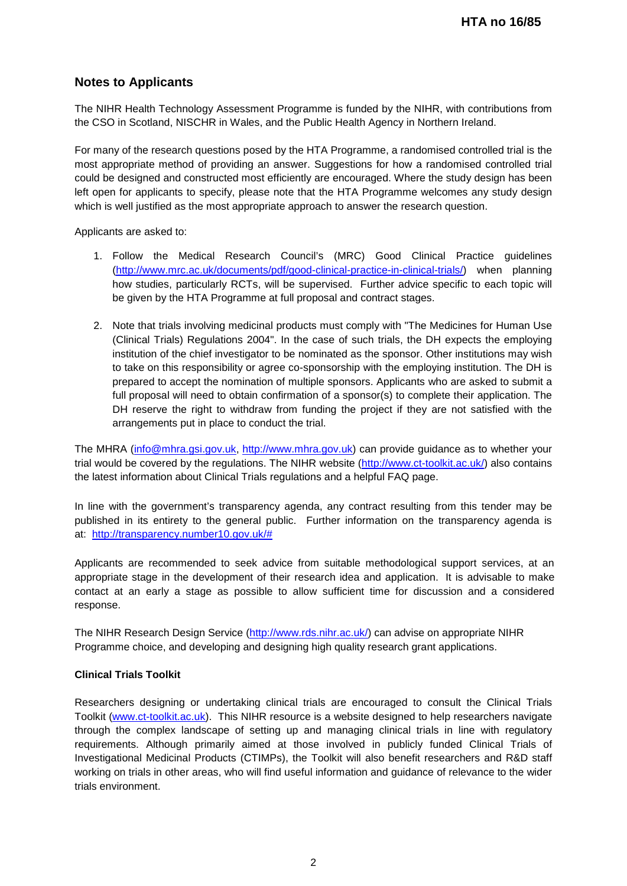## Notes to Applicants

The NIHR Health Technology Assessment Programme is funded by the NIHR, with contributions from the CSO in Scotland, NISCHR in Wales, and the Public Health Agency in Northern Ireland.

For many of the research questions posed by the HTA Programme, a randomised controlled trial is the most appropriate method of providing an answer. Suggestions for how a randomised controlled trial could be designed and constructed most efficiently are encouraged. Where the study design has been left open for applicants to specify, please note that the HTA Programme welcomes any study design which is well justified as the most appropriate approach to answer the research question.

Applicants are asked to:

1. Follow the Medical Research Council's (MRC) Good Clinical Practice guidelines (http://www.mrc.ac.uk/documents/pdf/good-clinical-practice-in-clinical-trials/) when planning how studies, particularly RCTs, will be supervised. Further advice specific to each topic will be given by the HTA Programme at full proposal and contract stages.

2. Note that trials involving medicinal products must comply with "The Medicines for Human Use (Clinical Trials) Regulations 2004". In the case of such trials, the DH expects the employing institution of the chief investigator to be nominated as the sponsor. Other institutions may wish to take on this responsibility or agree co-sponsorship with the employing institution. The DH is prepared to accept the nomination of multiple sponsors. Applicants who are asked to submit a full proposal will need to obtain confirmation of a sponsor(s) to complete their application. The DH reserve the right to withdraw from funding the project if they are not satisfied with the arrangements put in place to conduct the trial.

The MHRA (info@mhra.gsi.gov.uk, http://www.mhra.gov.uk) can provide guidance as to whether your trial would be covered by the regulations. The NIHR website (http://www.ct-toolkit.ac.uk/) also contains the latest information about Clinical Trials regulations and a helpful FAQ page.

In line with the government's transparency agenda, any contract resulting from this tender may be published in its entirety to the general public. Further information on the transparency agenda is at: http://transparency.number10.gov.uk/#

Applicants are recommended to seek advice from suitable methodological support services, at an appropriate stage in the development of their research idea and application. It is advisable to make contact at an early a stage as possible to allow sufficient time for discussion and a considered response.

The NIHR Research Design Service (http://www.rds.nihr.ac.uk/) can advise on appropriate NIHR Programme choice, and developing and designing high quality research grant applications.

**Clinical Trials Toolkit**

Researchers designing or undertaking clinical trials are encouraged to consult the Clinical Trials Toolkit (www.ct-toolkit.ac.uk). This NIHR resource is a website designed to help researchers navigate through the complex landscape of setting up and managing clinical trials in line with regulatory requirements. Although primarily aimed at those involved in publicly funded Clinical Trials of Investigational Medicinal Products (CTIMPs), the Toolkit will also benefit researchers and R&D staff working on trials in other areas, who will find useful information and guidance of relevance to the wider trials environment.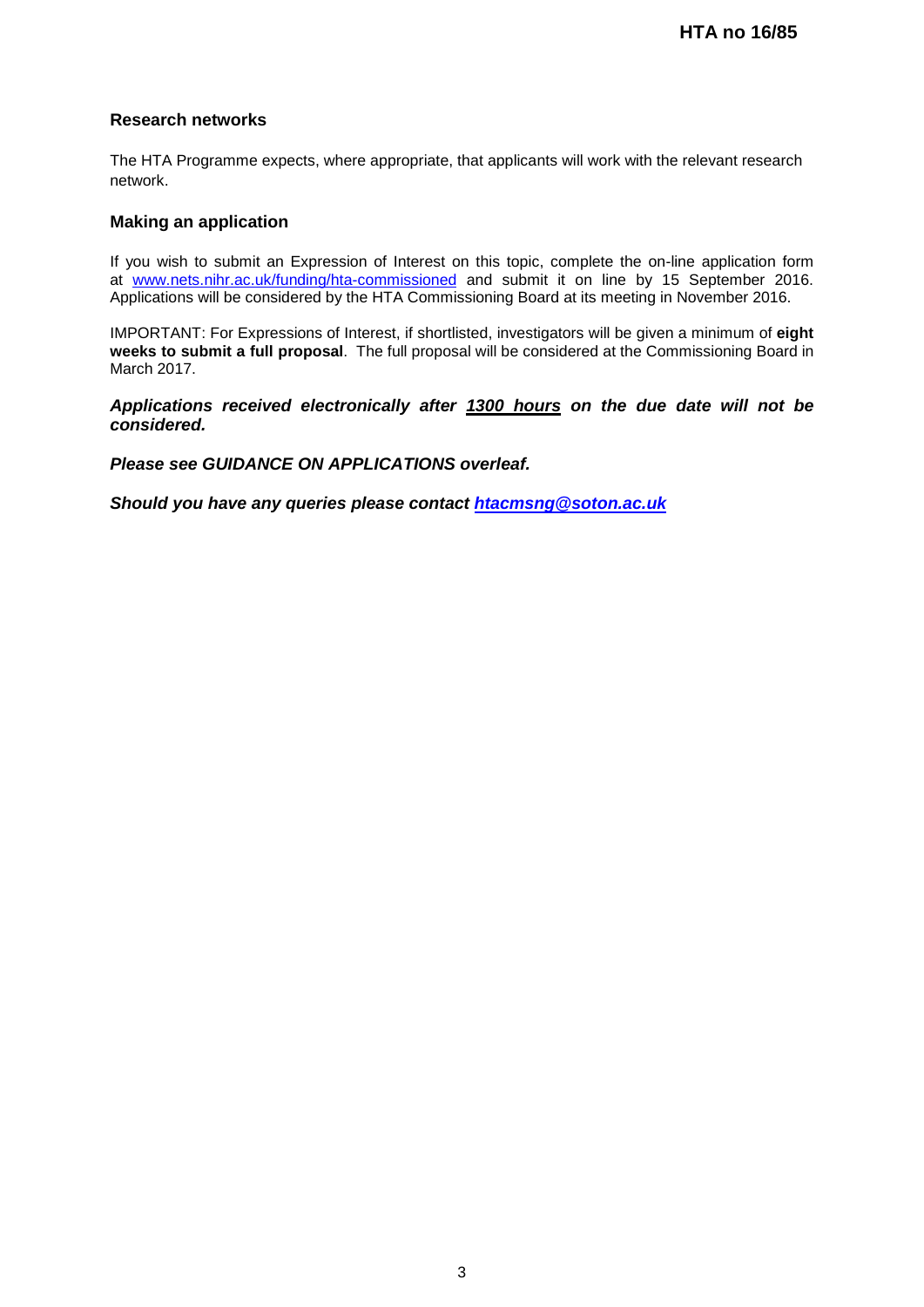### Research networks

The HTA Programme expects, where appropriate, that applicants will work with the relevant research network.

### Making an application

If you wish to submit an Expression of Interest on this topic, complete the on-line application form at [www.nets.nihr.ac.uk/funding/hta-commissioned](http://www.nets.nihr.ac.uk/funding/hta-commissioned) and submit it on line by 15 September 2016. Applications will be considered by the HTA Commissioning Board at its meeting in November 2016.

IMPORTANT: For Expressions of Interest, if shortlisted, investigators will be given a minimum of **eight weeks to submit a full proposal**. The full proposal will be considered at the Commissioning Board in March 2017.

***Applications received electronically after 1300 hours on the due date will not be considered.***

***Please see GUIDANCE ON APPLICATIONS overleaf.***

***Should you have any queries please contact [htacmsng@soton.ac.uk](mailto:htacmsng@soton.ac.uk)***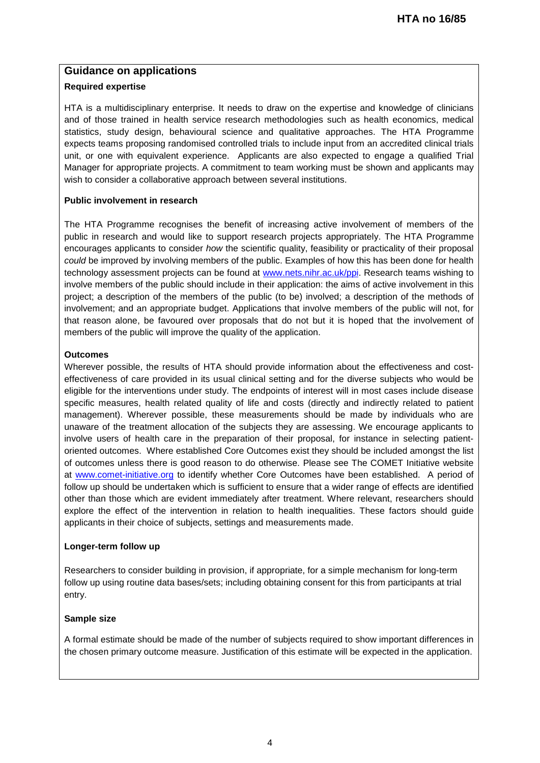## Guidance on applications

### Required expertise

HTA is a multidisciplinary enterprise. It needs to draw on the expertise and knowledge of clinicians and of those trained in health service research methodologies such as health economics, medical statistics, study design, behavioural science and qualitative approaches. The HTA Programme expects teams proposing randomised controlled trials to include input from an accredited clinical trials unit, or one with equivalent experience. Applicants are also expected to engage a qualified Trial Manager for appropriate projects. A commitment to team working must be shown and applicants may wish to consider a collaborative approach between several institutions.

### Public involvement in research

The HTA Programme recognises the benefit of increasing active involvement of members of the public in research and would like to support research projects appropriately. The HTA Programme encourages applicants to consider *how* the scientific quality, feasibility or practicality of their proposal *could* be improved by involving members of the public. Examples of how this has been done for health technology assessment projects can be found at www.nets.nihr.ac.uk/ppi. Research teams wishing to involve members of the public should include in their application: the aims of active involvement in this project; a description of the members of the public (to be) involved; a description of the methods of involvement; and an appropriate budget. Applications that involve members of the public will not, for that reason alone, be favoured over proposals that do not but it is hoped that the involvement of members of the public will improve the quality of the application.

### Outcomes

Wherever possible, the results of HTA should provide information about the effectiveness and cost-effectiveness of care provided in its usual clinical setting and for the diverse subjects who would be eligible for the interventions under study. The endpoints of interest will in most cases include disease specific measures, health related quality of life and costs (directly and indirectly related to patient management). Wherever possible, these measurements should be made by individuals who are unaware of the treatment allocation of the subjects they are assessing. We encourage applicants to involve users of health care in the preparation of their proposal, for instance in selecting patient-oriented outcomes. Where established Core Outcomes exist they should be included amongst the list of outcomes unless there is good reason to do otherwise. Please see The COMET Initiative website at www.comet-initiative.org to identify whether Core Outcomes have been established. A period of follow up should be undertaken which is sufficient to ensure that a wider range of effects are identified other than those which are evident immediately after treatment. Where relevant, researchers should explore the effect of the intervention in relation to health inequalities. These factors should guide applicants in their choice of subjects, settings and measurements made.

### Longer-term follow up

Researchers to consider building in provision, if appropriate, for a simple mechanism for long-term follow up using routine data bases/sets; including obtaining consent for this from participants at trial entry.

### Sample size

A formal estimate should be made of the number of subjects required to show important differences in the chosen primary outcome measure. Justification of this estimate will be expected in the application.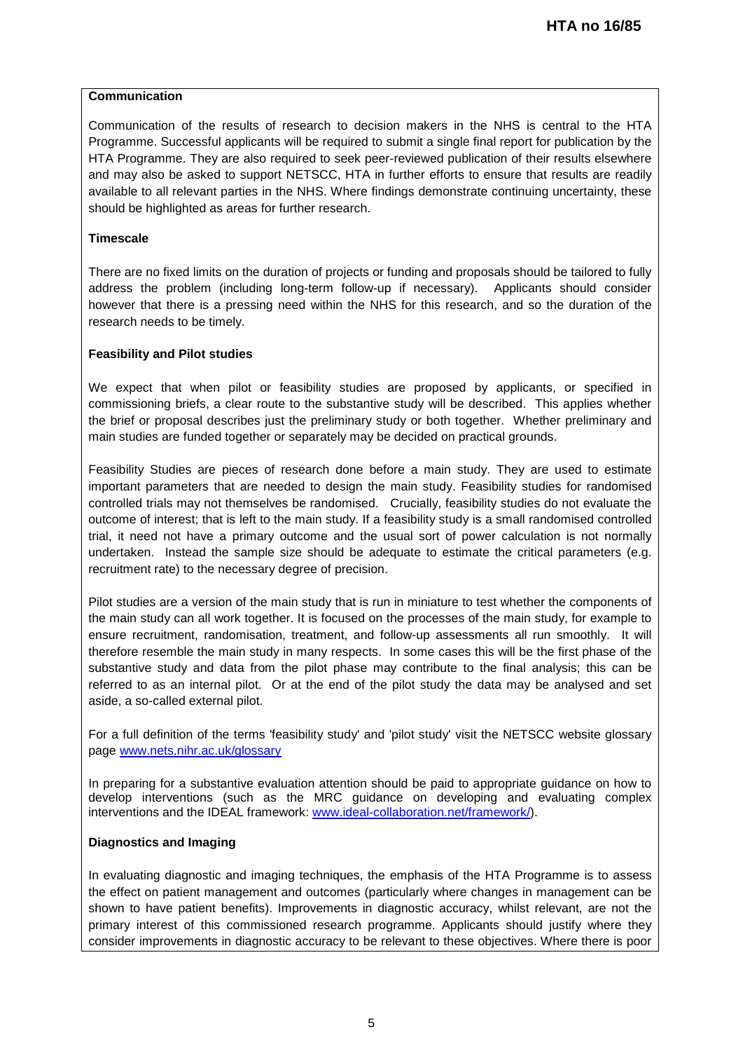**Communication**

Communication of the results of research to decision makers in the NHS is central to the HTA Programme. Successful applicants will be required to submit a single final report for publication by the HTA Programme. They are also required to seek peer-reviewed publication of their results elsewhere and may also be asked to support NETSCC, HTA in further efforts to ensure that results are readily available to all relevant parties in the NHS. Where findings demonstrate continuing uncertainty, these should be highlighted as areas for further research.

**Timescale**

There are no fixed limits on the duration of projects or funding and proposals should be tailored to fully address the problem (including long-term follow-up if necessary). Applicants should consider however that there is a pressing need within the NHS for this research, and so the duration of the research needs to be timely.

**Feasibility and Pilot studies**

We expect that when pilot or feasibility studies are proposed by applicants, or specified in commissioning briefs, a clear route to the substantive study will be described. This applies whether the brief or proposal describes just the preliminary study or both together. Whether preliminary and main studies are funded together or separately may be decided on practical grounds.

Feasibility Studies are pieces of research done before a main study. They are used to estimate important parameters that are needed to design the main study. Feasibility studies for randomised controlled trials may not themselves be randomised. Crucially, feasibility studies do not evaluate the outcome of interest; that is left to the main study. If a feasibility study is a small randomised controlled trial, it need not have a primary outcome and the usual sort of power calculation is not normally undertaken. Instead the sample size should be adequate to estimate the critical parameters (e.g. recruitment rate) to the necessary degree of precision.

Pilot studies are a version of the main study that is run in miniature to test whether the components of the main study can all work together. It is focused on the processes of the main study, for example to ensure recruitment, randomisation, treatment, and follow-up assessments all run smoothly. It will therefore resemble the main study in many respects. In some cases this will be the first phase of the substantive study and data from the pilot phase may contribute to the final analysis; this can be referred to as an internal pilot. Or at the end of the pilot study the data may be analysed and set aside, a so-called external pilot.

For a full definition of the terms 'feasibility study' and 'pilot study' visit the NETSCC website glossary page [www.nets.nihr.ac.uk/glossary](www.nets.nihr.ac.uk/glossary)

In preparing for a substantive evaluation attention should be paid to appropriate guidance on how to develop interventions (such as the MRC guidance on developing and evaluating complex interventions and the IDEAL framework: [www.ideal-collaboration.net/framework/](www.ideal-collaboration.net/framework/)).

**Diagnostics and Imaging**

In evaluating diagnostic and imaging techniques, the emphasis of the HTA Programme is to assess the effect on patient management and outcomes (particularly where changes in management can be shown to have patient benefits). Improvements in diagnostic accuracy, whilst relevant, are not the primary interest of this commissioned research programme. Applicants should justify where they consider improvements in diagnostic accuracy to be relevant to these objectives. Where there is poor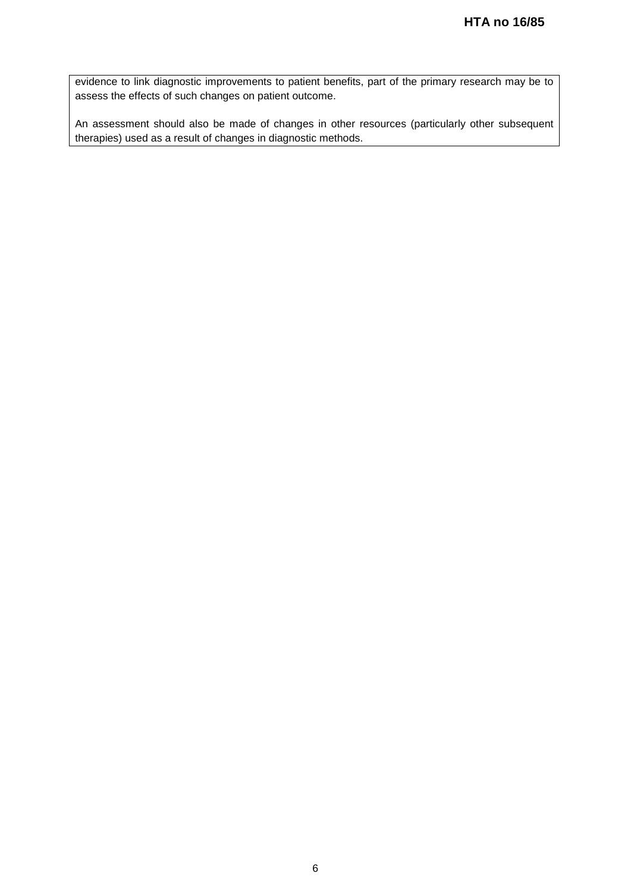evidence to link diagnostic improvements to patient benefits, part of the primary research may be to assess the effects of such changes on patient outcome.

An assessment should also be made of changes in other resources (particularly other subsequent therapies) used as a result of changes in diagnostic methods.